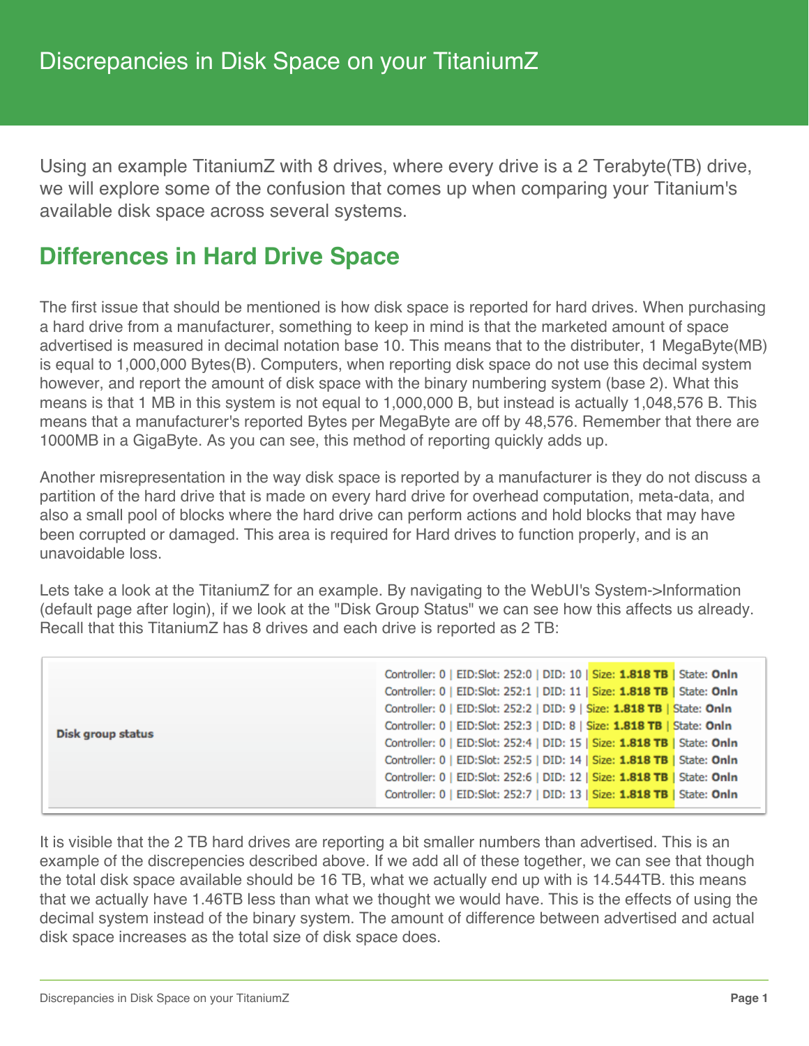# Discrepancies in Disk Space on your TitaniumZ

Using an example TitaniumZ with 8 drives, where every drive is a 2 Terabyte(TB) drive, we will explore some of the confusion that comes up when comparing your Titanium's available disk space across several systems.

## Differences in Hard Drive Space

The first issue that should be mentioned is how disk space is reported for hard drives. When purchasing a hard drive from a manufacturer, something to keep in mind is that the marketed amount of space advertised is measured in decimal notation base 10. This means that to the distributer, 1 MegaByte(MB) is equal to 1,000,000 Bytes(B). Computers, when reporting disk space do not use this decimal system however, and report the amount of disk space with the binary numbering system (base 2). What this means is that 1 MB in this system is not equal to 1,000,000 B, but instead is actually 1,048,576 B. This means that a manufacturer's reported Bytes per MegaByte are off by 48,576. Remember that there are 1000MB in a GigaByte. As you can see, this method of reporting quickly adds up.

Another misrepresentation in the way disk space is reported by a manufacturer is they do not discuss a partition of the hard drive that is made on every hard drive for overhead computation, meta-data, and also a small pool of blocks where the hard drive can perform actions and hold blocks that may have been corrupted or damaged. This area is required for Hard drives to function properly, and is an unavoidable loss.

Lets take a look at the TitaniumZ for an example. By navigating to the WebUI's System->Information (default page after login), if we look at the "Disk Group Status" we can see how this affects us already. Recall that this TitaniumZ has 8 drives and each drive is reported as 2 TB:

| Disk group status | |
|---|---|
| | Controller: 0 \| EID:Slot: 252:0 \| DID: 10 \| Size: **1.818 TB** \| State: **Onln** |
| | Controller: 0 \| EID:Slot: 252:1 \| DID: 11 \| Size: **1.818 TB** \| State: **Onln** |
| | Controller: 0 \| EID:Slot: 252:2 \| DID: 9 \| Size: **1.818 TB** \| State: **Onln** |
| | Controller: 0 \| EID:Slot: 252:3 \| DID: 8 \| Size: **1.818 TB** \| State: **Onln** |
| | Controller: 0 \| EID:Slot: 252:4 \| DID: 15 \| Size: **1.818 TB** \| State: **Onln** |
| | Controller: 0 \| EID:Slot: 252:5 \| DID: 14 \| Size: **1.818 TB** \| State: **Onln** |
| | Controller: 0 \| EID:Slot: 252:6 \| DID: 12 \| Size: **1.818 TB** \| State: **Onln** |
| | Controller: 0 \| EID:Slot: 252:7 \| DID: 13 \| Size: **1.818 TB** \| State: **Onln** |

It is visible that the 2 TB hard drives are reporting a bit smaller numbers than advertised. This is an example of the discrepencies described above. If we add all of these together, we can see that though the total disk space available should be 16 TB, what we actually end up with is 14.544TB. this means that we actually have 1.46TB less than what we thought we would have. This is the effects of using the decimal system instead of the binary system. The amount of difference between advertised and actual disk space increases as the total size of disk space does.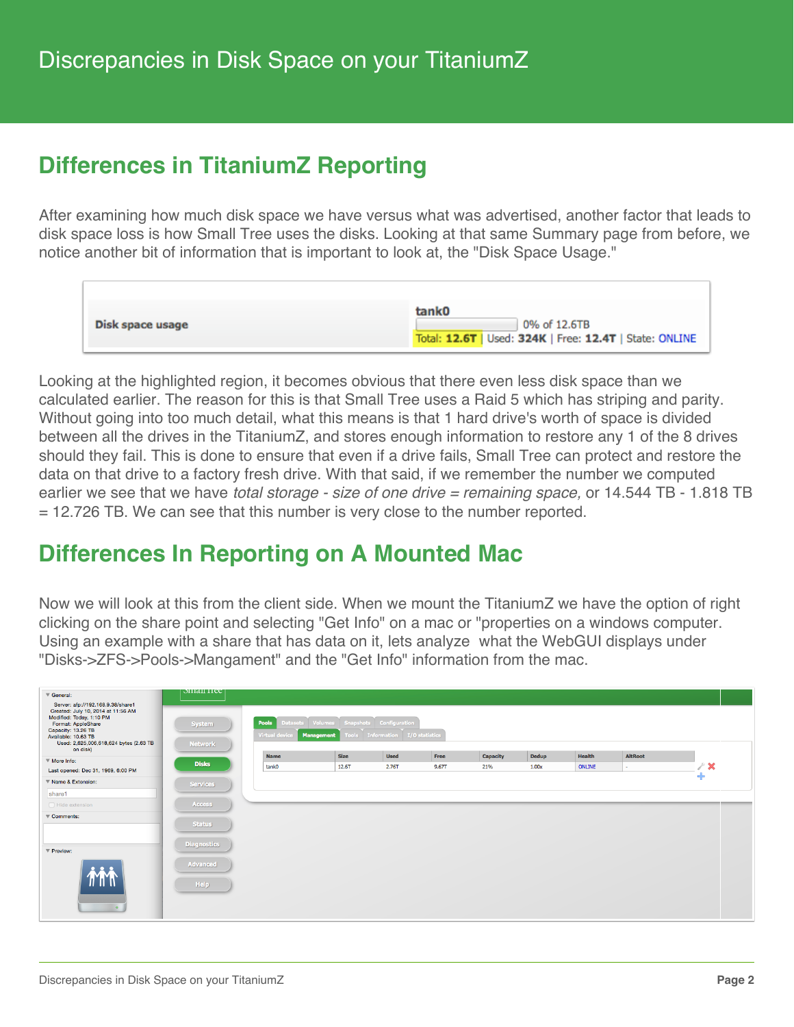# Discrepancies in Disk Space on your TitaniumZ

## Differences in TitaniumZ Reporting

After examining how much disk space we have versus what was advertised, another factor that leads to disk space loss is how Small Tree uses the disks. Looking at that same Summary page from before, we notice another bit of information that is important to look at, the "Disk Space Usage."

| Disk space usage | tank0 0% of 12.6TB Total: 12.6T \| Used: 324K \| Free: 12.4T \| State: ONLINE |
|---|---|

Looking at the highlighted region, it becomes obvious that there even less disk space than we calculated earlier. The reason for this is that Small Tree uses a Raid 5 which has striping and parity. Without going into too much detail, what this means is that 1 hard drive's worth of space is divided between all the drives in the TitaniumZ, and stores enough information to restore any 1 of the 8 drives should they fail. This is done to ensure that even if a drive fails, Small Tree can protect and restore the data on that drive to a factory fresh drive. With that said, if we remember the number we computed earlier we see that we have *total storage - size of one drive = remaining space,* or 14.544 TB - 1.818 TB = 12.726 TB. We can see that this number is very close to the number reported.

## Differences In Reporting on A Mounted Mac

Now we will look at this from the client side. When we mount the TitaniumZ we have the option of right clicking on the share point and selecting "Get Info" on a mac or "properties on a windows computer. Using an example with a share that has data on it, lets analyze what the WebGUI displays under "Disks->ZFS->Pools->Mangament" and the "Get Info" information from the mac.

General:
Server: afp://192.168.9.38/share1
Created: July 10, 2014 at 11:56 AM
Modified: Today, 1:10 PM
Format: AppleShare
Capacity: 13.26 TB
Available: 10.63 TB
Used: 2,625,006,618,624 bytes (2.63 TB on disk)

More Info:
Last opened: Dec 31, 1969, 6:00 PM

Name & Extension:
share1

| Name | Size | Used | Free | Capacity | Dedup | Health | AltRoot |
|---|---|---|---|---|---|---|---|
| tank0 | 12.6T | 2.76T | 9.67T | 21% | 1.00x | ONLINE | - |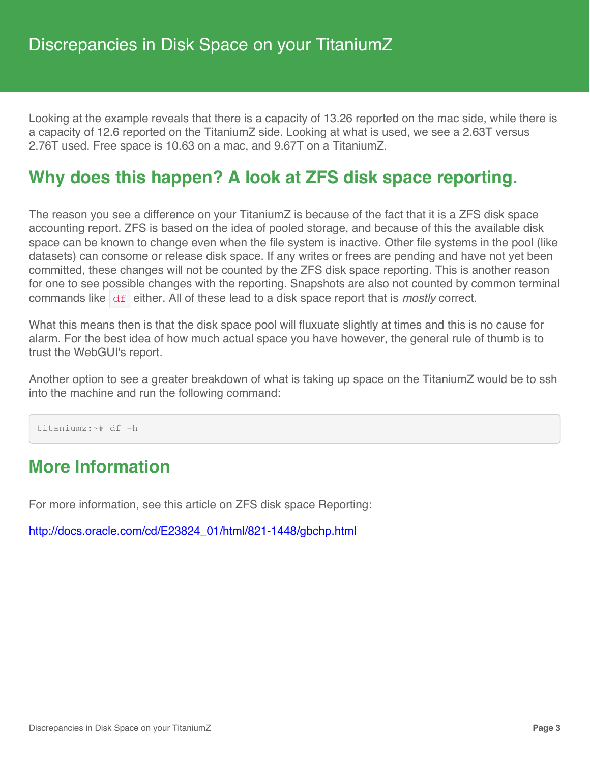Looking at the example reveals that there is a capacity of 13.26 reported on the mac side, while there is a capacity of 12.6 reported on the TitaniumZ side. Looking at what is used, we see a 2.63T versus 2.76T used. Free space is 10.63 on a mac, and 9.67T on a TitaniumZ.

## Why does this happen? A look at ZFS disk space reporting.

The reason you see a difference on your TitaniumZ is because of the fact that it is a ZFS disk space accounting report. ZFS is based on the idea of pooled storage, and because of this the available disk space can be known to change even when the file system is inactive. Other file systems in the pool (like datasets) can consome or release disk space. If any writes or frees are pending and have not yet been committed, these changes will not be counted by the ZFS disk space reporting. This is another reason for one to see possible changes with the reporting. Snapshots are also not counted by common terminal commands like `df` either. All of these lead to a disk space report that is *mostly* correct.

What this means then is that the disk space pool will fluxuate slightly at times and this is no cause for alarm. For the best idea of how much actual space you have however, the general rule of thumb is to trust the WebGUI's report.

Another option to see a greater breakdown of what is taking up space on the TitaniumZ would be to ssh into the machine and run the following command:

```
titaniumz:~# df -h
```

## More Information

For more information, see this article on ZFS disk space Reporting:

http://docs.oracle.com/cd/E23824_01/html/821-1448/gbchp.html